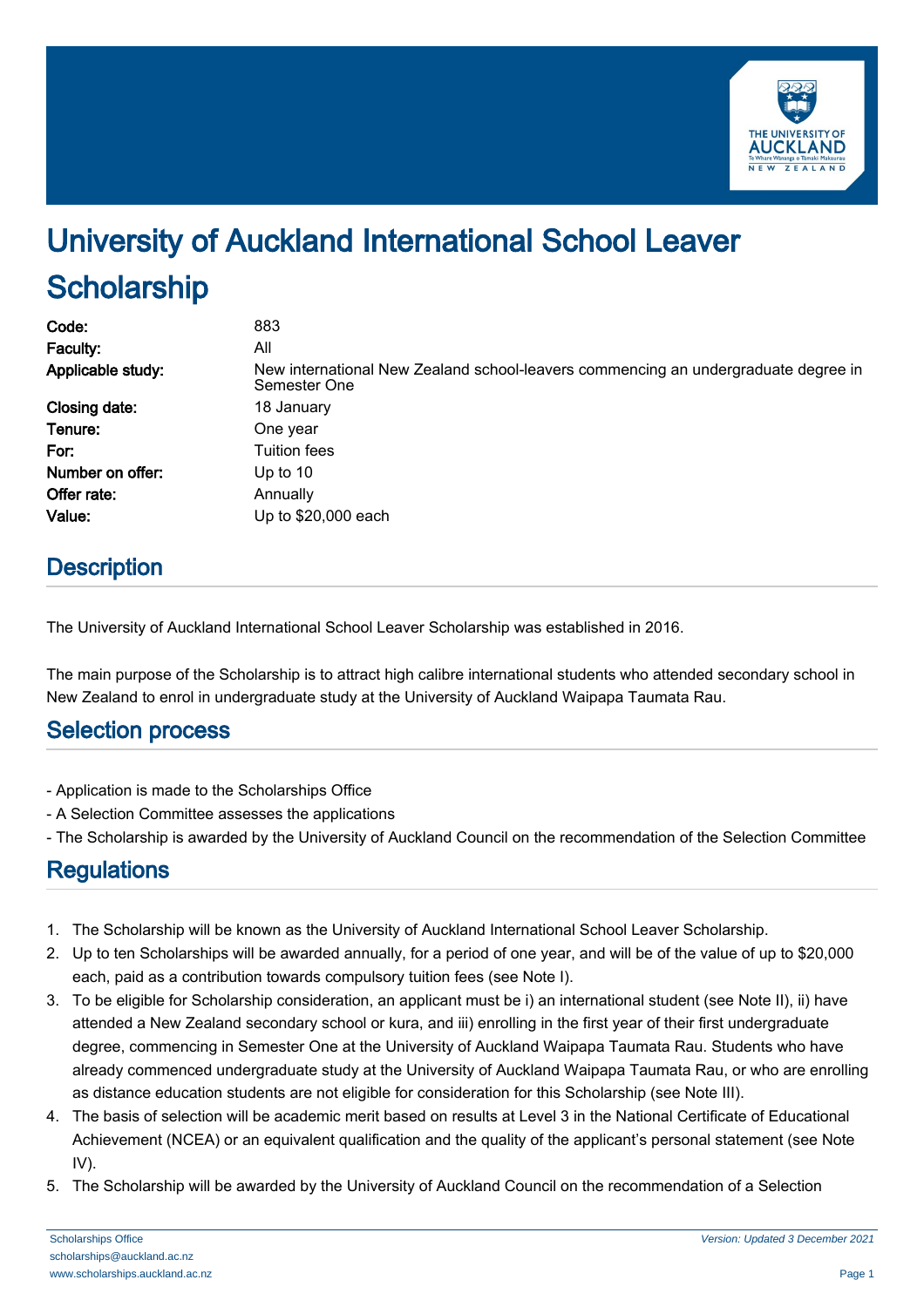# University of Auckland International School Leaver Scholarship

| | |
|---|---|
| **Code:** | 883 |
| **Faculty:** | All |
| **Applicable study:** | New international New Zealand school-leavers commencing an undergraduate degree in Semester One |
| **Closing date:** | 18 January |
| **Tenure:** | One year |
| **For:** | Tuition fees |
| **Number on offer:** | Up to 10 |
| **Offer rate:** | Annually |
| **Value:** | Up to $20,000 each |

## Description

The University of Auckland International School Leaver Scholarship was established in 2016.

The main purpose of the Scholarship is to attract high calibre international students who attended secondary school in New Zealand to enrol in undergraduate study at the University of Auckland Waipapa Taumata Rau.

## Selection process

- Application is made to the Scholarships Office
- A Selection Committee assesses the applications
- The Scholarship is awarded by the University of Auckland Council on the recommendation of the Selection Committee

## Regulations

1. The Scholarship will be known as the University of Auckland International School Leaver Scholarship.
2. Up to ten Scholarships will be awarded annually, for a period of one year, and will be of the value of up to $20,000 each, paid as a contribution towards compulsory tuition fees (see Note I).
3. To be eligible for Scholarship consideration, an applicant must be i) an international student (see Note II), ii) have attended a New Zealand secondary school or kura, and iii) enrolling in the first year of their first undergraduate degree, commencing in Semester One at the University of Auckland Waipapa Taumata Rau. Students who have already commenced undergraduate study at the University of Auckland Waipapa Taumata Rau, or who are enrolling as distance education students are not eligible for consideration for this Scholarship (see Note III).
4. The basis of selection will be academic merit based on results at Level 3 in the National Certificate of Educational Achievement (NCEA) or an equivalent qualification and the quality of the applicant's personal statement (see Note IV).
5. The Scholarship will be awarded by the University of Auckland Council on the recommendation of a Selection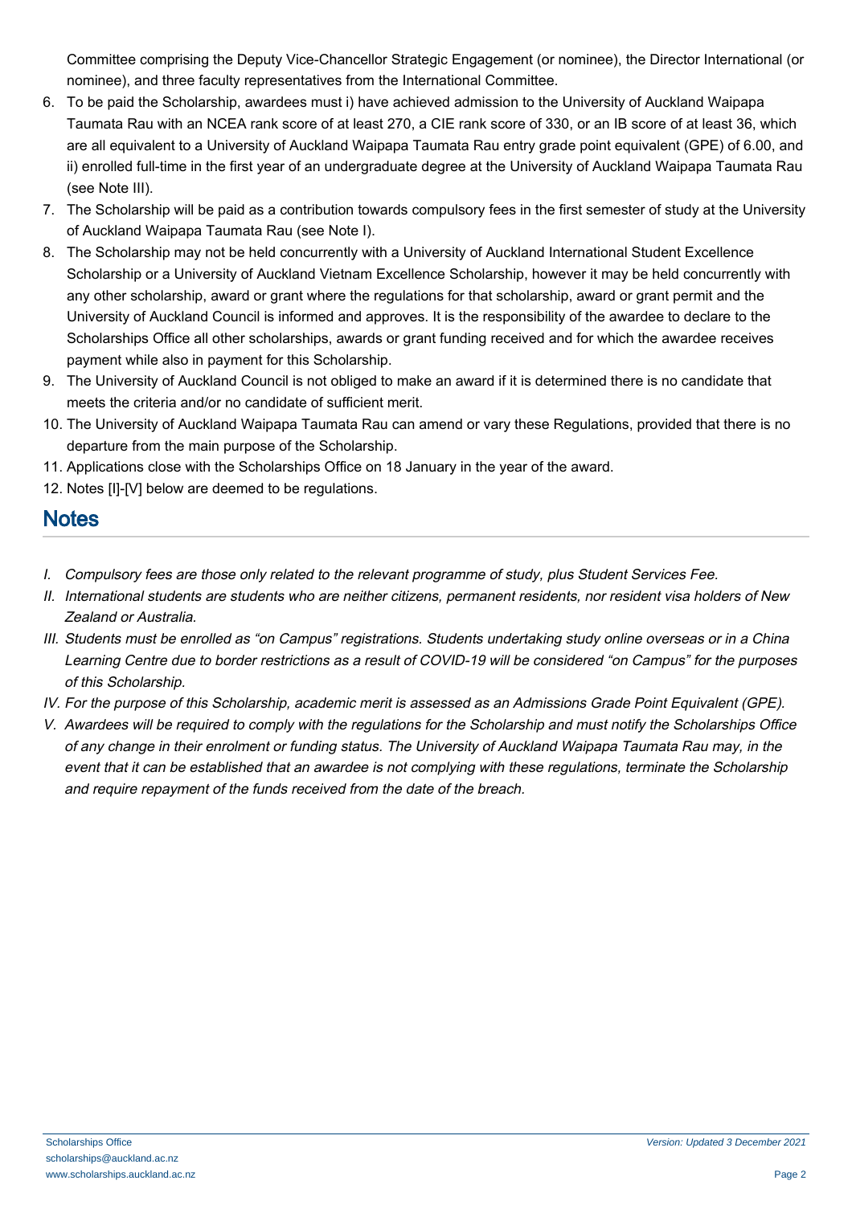Committee comprising the Deputy Vice-Chancellor Strategic Engagement (or nominee), the Director International (or nominee), and three faculty representatives from the International Committee.

6. To be paid the Scholarship, awardees must i) have achieved admission to the University of Auckland Waipapa Taumata Rau with an NCEA rank score of at least 270, a CIE rank score of 330, or an IB score of at least 36, which are all equivalent to a University of Auckland Waipapa Taumata Rau entry grade point equivalent (GPE) of 6.00, and ii) enrolled full-time in the first year of an undergraduate degree at the University of Auckland Waipapa Taumata Rau (see Note III).
7. The Scholarship will be paid as a contribution towards compulsory fees in the first semester of study at the University of Auckland Waipapa Taumata Rau (see Note I).
8. The Scholarship may not be held concurrently with a University of Auckland International Student Excellence Scholarship or a University of Auckland Vietnam Excellence Scholarship, however it may be held concurrently with any other scholarship, award or grant where the regulations for that scholarship, award or grant permit and the University of Auckland Council is informed and approves. It is the responsibility of the awardee to declare to the Scholarships Office all other scholarships, awards or grant funding received and for which the awardee receives payment while also in payment for this Scholarship.
9. The University of Auckland Council is not obliged to make an award if it is determined there is no candidate that meets the criteria and/or no candidate of sufficient merit.
10. The University of Auckland Waipapa Taumata Rau can amend or vary these Regulations, provided that there is no departure from the main purpose of the Scholarship.
11. Applications close with the Scholarships Office on 18 January in the year of the award.
12. Notes [I]-[V] below are deemed to be regulations.

## Notes

I. *Compulsory fees are those only related to the relevant programme of study, plus Student Services Fee.*

II. *International students are students who are neither citizens, permanent residents, nor resident visa holders of New Zealand or Australia.*

III. *Students must be enrolled as "on Campus" registrations. Students undertaking study online overseas or in a China Learning Centre due to border restrictions as a result of COVID-19 will be considered "on Campus" for the purposes of this Scholarship.*

IV. *For the purpose of this Scholarship, academic merit is assessed as an Admissions Grade Point Equivalent (GPE).*

V. *Awardees will be required to comply with the regulations for the Scholarship and must notify the Scholarships Office of any change in their enrolment or funding status. The University of Auckland Waipapa Taumata Rau may, in the event that it can be established that an awardee is not complying with these regulations, terminate the Scholarship and require repayment of the funds received from the date of the breach.*